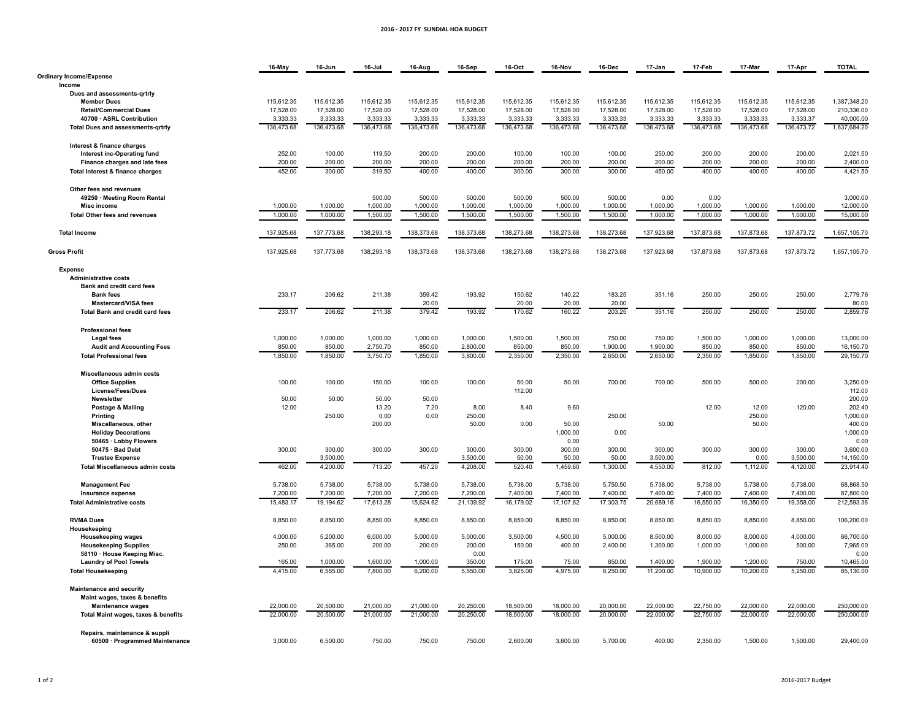# 2016 - 2017 FY SUNDIAL HOA BUDGET

| | 16-May | 16-Jun | 16-Jul | 16-Aug | 16-Sep | 16-Oct | 16-Nov | 16-Dec | 17-Jan | 17-Feb | 17-Mar | 17-Apr | TOTAL |
|---|---|---|---|---|---|---|---|---|---|---|---|---|---|
| **Ordinary Income/Expense** | | | | | | | | | | | | | |
| **Income** | | | | | | | | | | | | | |
| **Dues and assessments-qrtrly** | | | | | | | | | | | | | |
| **Member Dues** | 115,612.35 | 115,612.35 | 115,612.35 | 115,612.35 | 115,612.35 | 115,612.35 | 115,612.35 | 115,612.35 | 115,612.35 | 115,612.35 | 115,612.35 | 115,612.35 | 1,387,348.20 |
| **Retail/Commercial Dues** | 17,528.00 | 17,528.00 | 17,528.00 | 17,528.00 | 17,528.00 | 17,528.00 | 17,528.00 | 17,528.00 | 17,528.00 | 17,528.00 | 17,528.00 | 17,528.00 | 210,336.00 |
| **40700 · ASRL Contribution** | 3,333.33 | 3,333.33 | 3,333.33 | 3,333.33 | 3,333.33 | 3,333.33 | 3,333.33 | 3,333.33 | 3,333.33 | 3,333.33 | 3,333.33 | 3,333.37 | 40,000.00 |
| **Total Dues and assessments-qrtrly** | 136,473.68 | 136,473.68 | 136,473.68 | 136,473.68 | 136,473.68 | 136,473.68 | 136,473.68 | 136,473.68 | 136,473.68 | 136,473.68 | 136,473.68 | 136,473.72 | 1,637,684.20 |
| **Interest & finance charges** | | | | | | | | | | | | | |
| **Interest inc-Operating fund** | 252.00 | 100.00 | 119.50 | 200.00 | 200.00 | 100.00 | 100.00 | 100.00 | 250.00 | 200.00 | 200.00 | 200.00 | 2,021.50 |
| **Finance charges and late fees** | 200.00 | 200.00 | 200.00 | 200.00 | 200.00 | 200.00 | 200.00 | 200.00 | 200.00 | 200.00 | 200.00 | 200.00 | 2,400.00 |
| **Total Interest & finance charges** | 452.00 | 300.00 | 319.50 | 400.00 | 400.00 | 300.00 | 300.00 | 300.00 | 450.00 | 400.00 | 400.00 | 400.00 | 4,421.50 |
| **Other fees and revenues** | | | | | | | | | | | | | |
| **49250 · Meeting Room Rental** | | | 500.00 | 500.00 | 500.00 | 500.00 | 500.00 | 500.00 | 0.00 | 0.00 | | | 3,000.00 |
| **Misc income** | 1,000.00 | 1,000.00 | 1,000.00 | 1,000.00 | 1,000.00 | 1,000.00 | 1,000.00 | 1,000.00 | 1,000.00 | 1,000.00 | 1,000.00 | 1,000.00 | 12,000.00 |
| **Total Other fees and revenues** | 1,000.00 | 1,000.00 | 1,500.00 | 1,500.00 | 1,500.00 | 1,500.00 | 1,500.00 | 1,500.00 | 1,000.00 | 1,000.00 | 1,000.00 | 1,000.00 | 15,000.00 |
| **Total Income** | 137,925.68 | 137,773.68 | 138,293.18 | 138,373.68 | 138,373.68 | 138,273.68 | 138,273.68 | 138,273.68 | 137,923.68 | 137,873.68 | 137,873.68 | 137,873.72 | 1,657,105.70 |
| **Gross Profit** | 137,925.68 | 137,773.68 | 138,293.18 | 138,373.68 | 138,373.68 | 138,273.68 | 138,273.68 | 138,273.68 | 137,923.68 | 137,873.68 | 137,873.68 | 137,873.72 | 1,657,105.70 |
| **Expense** | | | | | | | | | | | | | |
| **Administrative costs** | | | | | | | | | | | | | |
| **Bank and credit card fees** | | | | | | | | | | | | | |
| **Bank fees** | 233.17 | 206.62 | 211.38 | 359.42 | 193.92 | 150.62 | 140.22 | 183.25 | 351.16 | 250.00 | 250.00 | 250.00 | 2,779.76 |
| **Mastercard/VISA fees** | | | | 20.00 | | 20.00 | 20.00 | 20.00 | | | | | 80.00 |
| **Total Bank and credit card fees** | 233.17 | 206.62 | 211.38 | 379.42 | 193.92 | 170.62 | 160.22 | 203.25 | 351.16 | 250.00 | 250.00 | 250.00 | 2,859.76 |
| **Professional fees** | | | | | | | | | | | | | |
| **Legal fees** | 1,000.00 | 1,000.00 | 1,000.00 | 1,000.00 | 1,000.00 | 1,500.00 | 1,500.00 | 750.00 | 750.00 | 1,500.00 | 1,000.00 | 1,000.00 | 13,000.00 |
| **Audit and Accounting Fees** | 850.00 | 850.00 | 2,750.70 | 850.00 | 2,800.00 | 850.00 | 850.00 | 1,900.00 | 1,900.00 | 850.00 | 850.00 | 850.00 | 16,150.70 |
| **Total Professional fees** | 1,850.00 | 1,850.00 | 3,750.70 | 1,850.00 | 3,800.00 | 2,350.00 | 2,350.00 | 2,650.00 | 2,650.00 | 2,350.00 | 1,850.00 | 1,850.00 | 29,150.70 |
| **Miscellaneous admin costs** | | | | | | | | | | | | | |
| **Office Supplies** | 100.00 | 100.00 | 150.00 | 100.00 | 100.00 | 50.00 | 50.00 | 700.00 | 700.00 | 500.00 | 500.00 | 200.00 | 3,250.00 |
| **License/Fees/Dues** | | | | | | 112.00 | | | | | | | 112.00 |
| **Newsletter** | 50.00 | 50.00 | 50.00 | 50.00 | | | | | | | | | 200.00 |
| **Postage & Mailing** | 12.00 | | 13.20 | 7.20 | 8.00 | 8.40 | 9.60 | | | 12.00 | 12.00 | 120.00 | 202.40 |
| **Printing** | | 250.00 | 0.00 | 0.00 | 250.00 | | | 250.00 | | | 250.00 | | 1,000.00 |
| **Miscellaneous, other** | | | 200.00 | | 50.00 | 0.00 | 50.00 | | 50.00 | | 50.00 | | 400.00 |
| **Holiday Decorations** | | | | | | | 1,000.00 | 0.00 | | | | | 1,000.00 |
| **50465 · Lobby Flowers** | | | | | | | 0.00 | | | | | | 0.00 |
| **50475 · Bad Debt** | 300.00 | 300.00 | 300.00 | 300.00 | 300.00 | 300.00 | 300.00 | 300.00 | 300.00 | 300.00 | 300.00 | 300.00 | 3,600.00 |
| **Trustee Expense** | | 3,500.00 | | | 3,500.00 | 50.00 | 50.00 | 50.00 | 3,500.00 | | 0.00 | 3,500.00 | 14,150.00 |
| **Total Miscellaneous admin costs** | 462.00 | 4,200.00 | 713.20 | 457.20 | 4,208.00 | 520.40 | 1,459.60 | 1,300.00 | 4,550.00 | 812.00 | 1,112.00 | 4,120.00 | 23,914.40 |
| **Management Fee** | 5,738.00 | 5,738.00 | 5,738.00 | 5,738.00 | 5,738.00 | 5,738.00 | 5,738.00 | 5,750.50 | 5,738.00 | 5,738.00 | 5,738.00 | 5,738.00 | 68,868.50 |
| **Insurance expense** | 7,200.00 | 7,200.00 | 7,200.00 | 7,200.00 | 7,200.00 | 7,400.00 | 7,400.00 | 7,400.00 | 7,400.00 | 7,400.00 | 7,400.00 | 7,400.00 | 87,800.00 |
| **Total Administrative costs** | 15,483.17 | 19,194.62 | 17,613.28 | 15,624.62 | 21,139.92 | 16,179.02 | 17,107.82 | 17,303.75 | 20,689.16 | 16,550.00 | 16,350.00 | 19,358.00 | 212,593.36 |
| **RVMA Dues** | 8,850.00 | 8,850.00 | 8,850.00 | 8,850.00 | 8,850.00 | 8,850.00 | 8,850.00 | 8,850.00 | 8,850.00 | 8,850.00 | 8,850.00 | 8,850.00 | 106,200.00 |
| **Housekeeping** | | | | | | | | | | | | | |
| **Housekeeping wages** | 4,000.00 | 5,200.00 | 6,000.00 | 5,000.00 | 5,000.00 | 3,500.00 | 4,500.00 | 5,000.00 | 8,500.00 | 8,000.00 | 8,000.00 | 4,000.00 | 66,700.00 |
| **Housekeeping Supplies** | 250.00 | 365.00 | 200.00 | 200.00 | 200.00 | 150.00 | 400.00 | 2,400.00 | 1,300.00 | 1,000.00 | 1,000.00 | 500.00 | 7,965.00 |
| **58110 · House Keeping Misc.** | | | | | 0.00 | | | | | | | | 0.00 |
| **Laundry of Pool Towels** | 165.00 | 1,000.00 | 1,600.00 | 1,000.00 | 350.00 | 175.00 | 75.00 | 850.00 | 1,400.00 | 1,900.00 | 1,200.00 | 750.00 | 10,465.00 |
| **Total Housekeeping** | 4,415.00 | 6,565.00 | 7,800.00 | 6,200.00 | 5,550.00 | 3,825.00 | 4,975.00 | 8,250.00 | 11,200.00 | 10,900.00 | 10,200.00 | 5,250.00 | 85,130.00 |
| **Maintenance and security** | | | | | | | | | | | | | |
| **Maint wages, taxes & benefits** | | | | | | | | | | | | | |
| **Maintenance wages** | 22,000.00 | 20,500.00 | 21,000.00 | 21,000.00 | 20,250.00 | 18,500.00 | 18,000.00 | 20,000.00 | 22,000.00 | 22,750.00 | 22,000.00 | 22,000.00 | 250,000.00 |
| **Total Maint wages, taxes & benefits** | 22,000.00 | 20,500.00 | 21,000.00 | 21,000.00 | 20,250.00 | 18,500.00 | 18,000.00 | 20,000.00 | 22,000.00 | 22,750.00 | 22,000.00 | 22,000.00 | 250,000.00 |
| **Repairs, maintenance & suppli** | | | | | | | | | | | | | |
| **60500 · Programmed Maintenance** | 3,000.00 | 6,500.00 | 750.00 | 750.00 | 750.00 | 2,600.00 | 3,600.00 | 5,700.00 | 400.00 | 2,350.00 | 1,500.00 | 1,500.00 | 29,400.00 |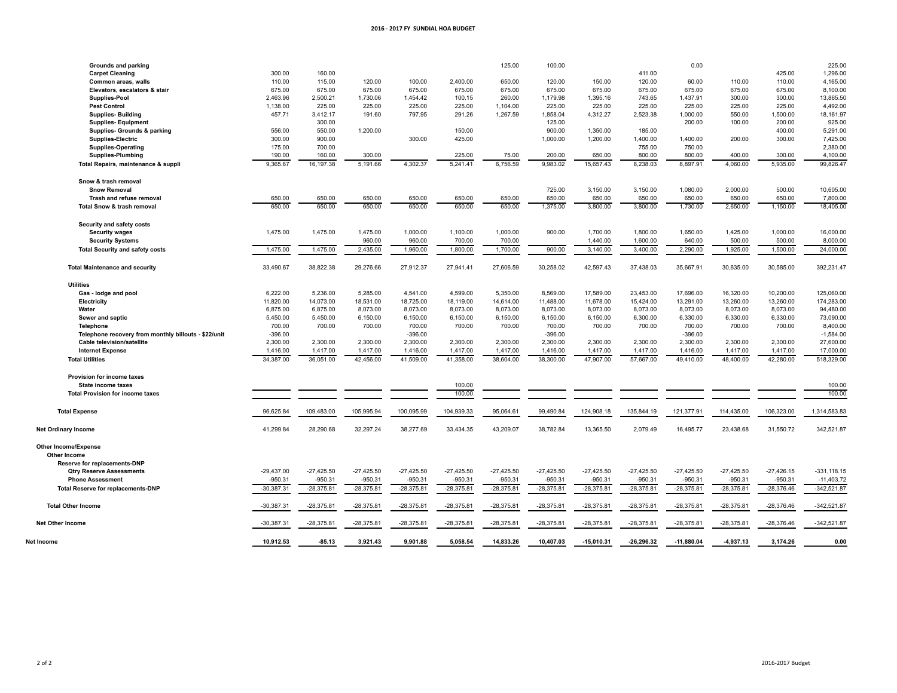# 2016 - 2017 FY SUNDIAL HOA BUDGET

| | | | | | | | | | | | | | |
|---|---|---|---|---|---|---|---|---|---|---|---|---|---|
| Grounds and parking | | | | | | 125.00 | 100.00 | | | 0.00 | | | 225.00 |
| Carpet Cleaning | 300.00 | 160.00 | | | | | | | 411.00 | | | 425.00 | 1,296.00 |
| Common areas, walls | 110.00 | 115.00 | 120.00 | 100.00 | 2,400.00 | 650.00 | 120.00 | 150.00 | 120.00 | 60.00 | 110.00 | 110.00 | 4,165.00 |
| Elevators, escalators & stair | 675.00 | 675.00 | 675.00 | 675.00 | 675.00 | 675.00 | 675.00 | 675.00 | 675.00 | 675.00 | 675.00 | 675.00 | 8,100.00 |
| Supplies-Pool | 2,463.96 | 2,500.21 | 1,730.06 | 1,454.42 | 100.15 | 260.00 | 1,179.98 | 1,395.16 | 743.65 | 1,437.91 | 300.00 | 300.00 | 13,865.50 |
| Pest Control | 1,138.00 | 225.00 | 225.00 | 225.00 | 225.00 | 1,104.00 | 225.00 | 225.00 | 225.00 | 225.00 | 225.00 | 225.00 | 4,492.00 |
| Supplies- Building | 457.71 | 3,412.17 | 191.60 | 797.95 | 291.26 | 1,267.59 | 1,858.04 | 4,312.27 | 2,523.38 | 1,000.00 | 550.00 | 1,500.00 | 18,161.97 |
| Supplies- Equipment | | 300.00 | | | | | 125.00 | | | 200.00 | 100.00 | 200.00 | 925.00 |
| Supplies- Grounds & parking | 556.00 | 550.00 | 1,200.00 | | 150.00 | | 900.00 | 1,350.00 | 185.00 | | | 400.00 | 5,291.00 |
| Supplies-Electric | 300.00 | 900.00 | | 300.00 | 425.00 | | 1,000.00 | 1,200.00 | 1,400.00 | 1,400.00 | 200.00 | 300.00 | 7,425.00 |
| Supplies-Operating | 175.00 | 700.00 | | | | | | | 755.00 | 750.00 | | | 2,380.00 |
| Supplies-Plumbing | 190.00 | 160.00 | 300.00 | | 225.00 | 75.00 | 200.00 | 650.00 | 800.00 | 800.00 | 400.00 | 300.00 | 4,100.00 |
| **Total Repairs, maintenance & suppli** | 9,365.67 | 16,197.38 | 5,191.66 | 4,302.37 | 5,241.41 | 6,756.59 | 9,983.02 | 15,657.43 | 8,238.03 | 8,897.91 | 4,060.00 | 5,935.00 | 99,826.47 |
| **Snow & trash removal** | | | | | | | | | | | | | |
| Snow Removal | | | | | | | 725.00 | 3,150.00 | 3,150.00 | 1,080.00 | 2,000.00 | 500.00 | 10,605.00 |
| Trash and refuse removal | 650.00 | 650.00 | 650.00 | 650.00 | 650.00 | 650.00 | 650.00 | 650.00 | 650.00 | 650.00 | 650.00 | 650.00 | 7,800.00 |
| **Total Snow & trash removal** | 650.00 | 650.00 | 650.00 | 650.00 | 650.00 | 650.00 | 1,375.00 | 3,800.00 | 3,800.00 | 1,730.00 | 2,650.00 | 1,150.00 | 18,405.00 |
| **Security and safety costs** | | | | | | | | | | | | | |
| Security wages | 1,475.00 | 1,475.00 | 1,475.00 | 1,000.00 | 1,100.00 | 1,000.00 | 900.00 | 1,700.00 | 1,800.00 | 1,650.00 | 1,425.00 | 1,000.00 | 16,000.00 |
| Security Systems | | | 960.00 | 960.00 | 700.00 | 700.00 | | 1,440.00 | 1,600.00 | 640.00 | 500.00 | 500.00 | 8,000.00 |
| **Total Security and safety costs** | 1,475.00 | 1,475.00 | 2,435.00 | 1,960.00 | 1,800.00 | 1,700.00 | 900.00 | 3,140.00 | 3,400.00 | 2,290.00 | 1,925.00 | 1,500.00 | 24,000.00 |
| **Total Maintenance and security** | 33,490.67 | 38,822.38 | 29,276.66 | 27,912.37 | 27,941.41 | 27,606.59 | 30,258.02 | 42,597.43 | 37,438.03 | 35,667.91 | 30,635.00 | 30,585.00 | 392,231.47 |
| **Utilities** | | | | | | | | | | | | | |
| Gas - lodge and pool | 6,222.00 | 5,236.00 | 5,285.00 | 4,541.00 | 4,599.00 | 5,350.00 | 8,569.00 | 17,589.00 | 23,453.00 | 17,696.00 | 16,320.00 | 10,200.00 | 125,060.00 |
| Electricity | 11,820.00 | 14,073.00 | 18,531.00 | 18,725.00 | 18,119.00 | 14,614.00 | 11,488.00 | 11,678.00 | 15,424.00 | 13,291.00 | 13,260.00 | 13,260.00 | 174,283.00 |
| Water | 6,875.00 | 6,875.00 | 8,073.00 | 8,073.00 | 8,073.00 | 8,073.00 | 8,073.00 | 8,073.00 | 8,073.00 | 8,073.00 | 8,073.00 | 8,073.00 | 94,480.00 |
| Sewer and septic | 5,450.00 | 5,450.00 | 6,150.00 | 6,150.00 | 6,150.00 | 6,150.00 | 6,150.00 | 6,150.00 | 6,300.00 | 6,330.00 | 6,330.00 | 6,330.00 | 73,090.00 |
| Telephone | 700.00 | 700.00 | 700.00 | 700.00 | 700.00 | 700.00 | 700.00 | 700.00 | 700.00 | 700.00 | 700.00 | 700.00 | 8,400.00 |
| Telephone recovery from monthly billouts - $22/unit | -396.00 | | | -396.00 | | | -396.00 | | | -396.00 | | | -1,584.00 |
| Cable television/satellite | 2,300.00 | 2,300.00 | 2,300.00 | 2,300.00 | 2,300.00 | 2,300.00 | 2,300.00 | 2,300.00 | 2,300.00 | 2,300.00 | 2,300.00 | 2,300.00 | 27,600.00 |
| Internet Expense | 1,416.00 | 1,417.00 | 1,417.00 | 1,416.00 | 1,417.00 | 1,417.00 | 1,416.00 | 1,417.00 | 1,417.00 | 1,416.00 | 1,417.00 | 1,417.00 | 17,000.00 |
| **Total Utilities** | 34,387.00 | 36,051.00 | 42,456.00 | 41,509.00 | 41,358.00 | 38,604.00 | 38,300.00 | 47,907.00 | 57,667.00 | 49,410.00 | 48,400.00 | 42,280.00 | 518,329.00 |
| **Provision for income taxes** | | | | | | | | | | | | | |
| State income taxes | | | | | 100.00 | | | | | | | | 100.00 |
| **Total Provision for income taxes** | | | | | 100.00 | | | | | | | | 100.00 |
| **Total Expense** | 96,625.84 | 109,483.00 | 105,995.94 | 100,095.99 | 104,939.33 | 95,064.61 | 99,490.84 | 124,908.18 | 135,844.19 | 121,377.91 | 114,435.00 | 106,323.00 | 1,314,583.83 |
| **Net Ordinary Income** | 41,299.84 | 28,290.68 | 32,297.24 | 38,277.69 | 33,434.35 | 43,209.07 | 38,782.84 | 13,365.50 | 2,079.49 | 16,495.77 | 23,438.68 | 31,550.72 | 342,521.87 |
| **Other Income/Expense** | | | | | | | | | | | | | |
| **Other Income** | | | | | | | | | | | | | |
| **Reserve for replacements-DNP** | | | | | | | | | | | | | |
| Qtry Reserve Assessments | -29,437.00 | -27,425.50 | -27,425.50 | -27,425.50 | -27,425.50 | -27,425.50 | -27,425.50 | -27,425.50 | -27,425.50 | -27,425.50 | -27,425.50 | -27,426.15 | -331,118.15 |
| Phone Assessment | -950.31 | -950.31 | -950.31 | -950.31 | -950.31 | -950.31 | -950.31 | -950.31 | -950.31 | -950.31 | -950.31 | -950.31 | -11,403.72 |
| **Total Reserve for replacements-DNP** | -30,387.31 | -28,375.81 | -28,375.81 | -28,375.81 | -28,375.81 | -28,375.81 | -28,375.81 | -28,375.81 | -28,375.81 | -28,375.81 | -28,375.81 | -28,376.46 | -342,521.87 |
| **Total Other Income** | -30,387.31 | -28,375.81 | -28,375.81 | -28,375.81 | -28,375.81 | -28,375.81 | -28,375.81 | -28,375.81 | -28,375.81 | -28,375.81 | -28,375.81 | -28,376.46 | -342,521.87 |
| **Net Other Income** | -30,387.31 | -28,375.81 | -28,375.81 | -28,375.81 | -28,375.81 | -28,375.81 | -28,375.81 | -28,375.81 | -28,375.81 | -28,375.81 | -28,375.81 | -28,376.46 | -342,521.87 |
| **Net Income** | **10,912.53** | **-85.13** | **3,921.43** | **9,901.88** | **5,058.54** | **14,833.26** | **10,407.03** | **-15,010.31** | **-26,296.32** | **-11,880.04** | **-4,937.13** | **3,174.26** | **0.00** |